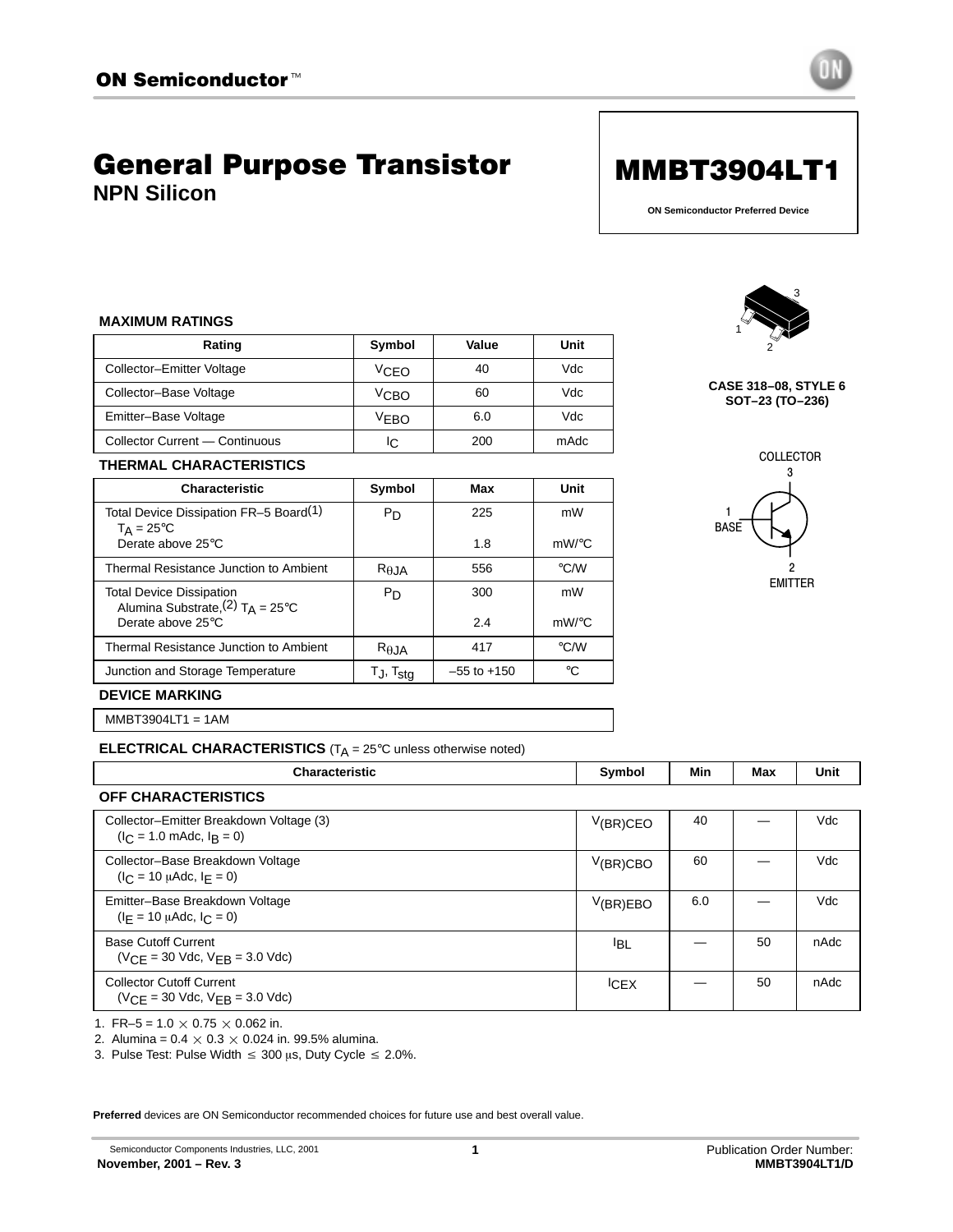ON Semiconductor™

# General Purpose Transistor

## NPN Silicon

# MMBT3904LT1

ON Semiconductor Preferred Device

CASE 318–08, STYLE 6
SOT–23 (TO–236)

COLLECTOR 3
1 BASE
2 EMITTER

### MAXIMUM RATINGS

| Rating | Symbol | Value | Unit |
|---|---|---|---|
| Collector–Emitter Voltage | $V_{CEO}$ | 40 | Vdc |
| Collector–Base Voltage | $V_{CBO}$ | 60 | Vdc |
| Emitter–Base Voltage | $V_{EBO}$ | 6.0 | Vdc |
| Collector Current — Continuous | $I_C$ | 200 | mAdc |

### THERMAL CHARACTERISTICS

| Characteristic | Symbol | Max | Unit |
|---|---|---|---|
| Total Device Dissipation FR–5 Board[1] $T_A = 25°C$ Derate above 25°C | $P_D$ | 225<br>1.8 | mW<br>mW/°C |
| Thermal Resistance Junction to Ambient | $R_{\theta JA}$ | 556 | °C/W |
| Total Device Dissipation Alumina Substrate,[2] $T_A = 25°C$ Derate above 25°C | $P_D$ | 300<br>2.4 | mW<br>mW/°C |
| Thermal Resistance Junction to Ambient | $R_{\theta JA}$ | 417 | °C/W |
| Junction and Storage Temperature | $T_J$, $T_{stg}$ | –55 to +150 | °C |

### DEVICE MARKING

MMBT3904LT1 = 1AM

### ELECTRICAL CHARACTERISTICS ($T_A = 25°C$ unless otherwise noted)

| Characteristic | Symbol | Min | Max | Unit |
|---|---|---|---|---|
| **OFF CHARACTERISTICS** | | | | |
| Collector–Emitter Breakdown Voltage (3) ($I_C = 1.0$ mAdc, $I_B = 0$) | $V_{(BR)CEO}$ | 40 | — | Vdc |
| Collector–Base Breakdown Voltage ($I_C = 10$ μAdc, $I_E = 0$) | $V_{(BR)CBO}$ | 60 | — | Vdc |
| Emitter–Base Breakdown Voltage ($I_E = 10$ μAdc, $I_C = 0$) | $V_{(BR)EBO}$ | 6.0 | — | Vdc |
| Base Cutoff Current ($V_{CE} = 30$ Vdc, $V_{EB} = 3.0$ Vdc) | $I_{BL}$ | — | 50 | nAdc |
| Collector Cutoff Current ($V_{CE} = 30$ Vdc, $V_{EB} = 3.0$ Vdc) | $I_{CEX}$ | — | 50 | nAdc |

1. FR–5 = 1.0 × 0.75 × 0.062 in.
2. Alumina = 0.4 × 0.3 × 0.024 in. 99.5% alumina.
3. Pulse Test: Pulse Width ≤ 300 μs, Duty Cycle ≤ 2.0%.

**Preferred** devices are ON Semiconductor recommended choices for future use and best overall value.

Semiconductor Components Industries, LLC, 2001
November, 2001 – Rev. 3

Publication Order Number:
MMBT3904LT1/D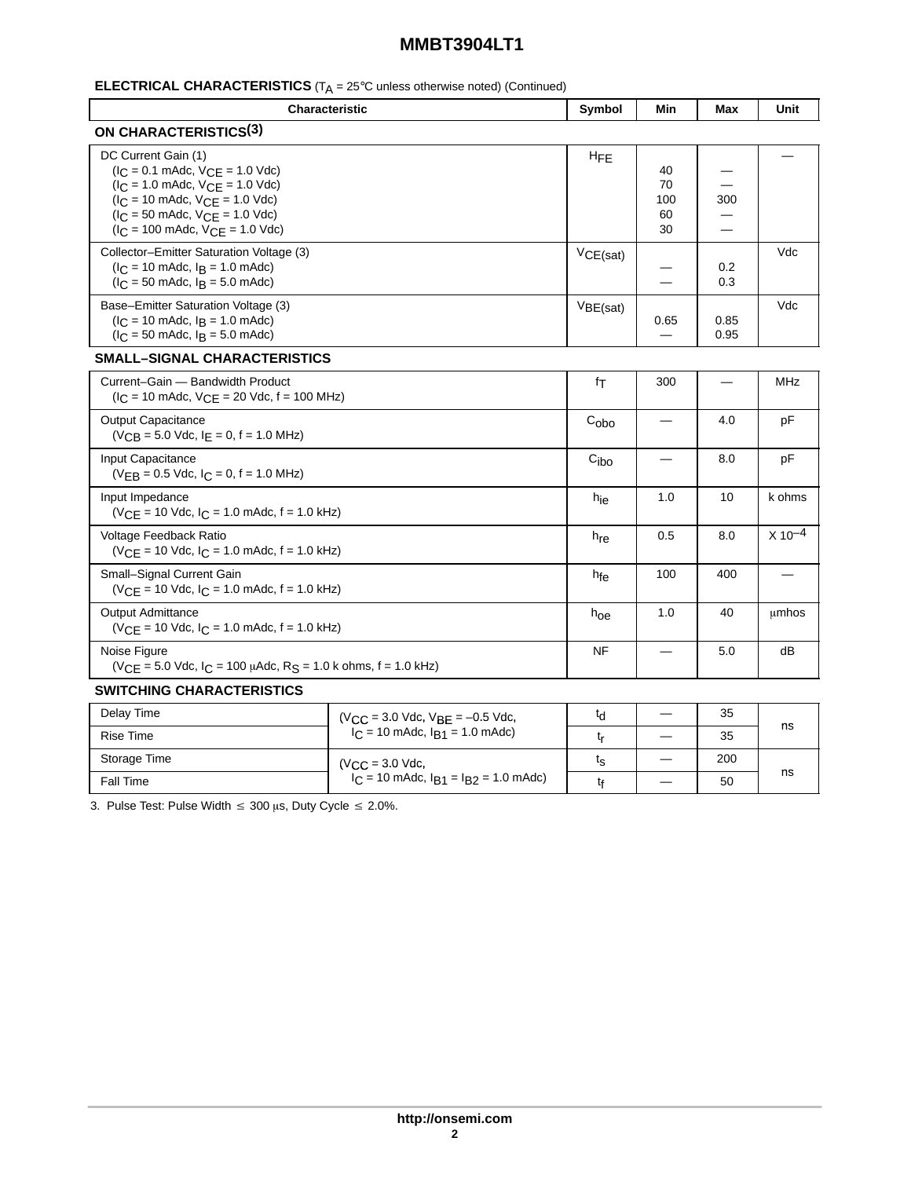**ELECTRICAL CHARACTERISTICS** ($T_A$ = 25°C unless otherwise noted) (Continued)

| Characteristic | Symbol | Min | Max | Unit |
|---|---|---|---|---|
| **ON CHARACTERISTICS(3)** | | | | |
| DC Current Gain (1)<br>($I_C$ = 0.1 mAdc, $V_{CE}$ = 1.0 Vdc)<br>($I_C$ = 1.0 mAdc, $V_{CE}$ = 1.0 Vdc)<br>($I_C$ = 10 mAdc, $V_{CE}$ = 1.0 Vdc)<br>($I_C$ = 50 mAdc, $V_{CE}$ = 1.0 Vdc)<br>($I_C$ = 100 mAdc, $V_{CE}$ = 1.0 Vdc) | $H_{FE}$ | <br>40<br>70<br>100<br>60<br>30 | <br>—<br>—<br>300<br>—<br>— | — |
| Collector–Emitter Saturation Voltage (3)<br>($I_C$ = 10 mAdc, $I_B$ = 1.0 mAdc)<br>($I_C$ = 50 mAdc, $I_B$ = 5.0 mAdc) | $V_{CE(sat)}$ | <br>—<br>— | <br>0.2<br>0.3 | Vdc |
| Base–Emitter Saturation Voltage (3)<br>($I_C$ = 10 mAdc, $I_B$ = 1.0 mAdc)<br>($I_C$ = 50 mAdc, $I_B$ = 5.0 mAdc) | $V_{BE(sat)}$ | <br>0.65<br>— | <br>0.85<br>0.95 | Vdc |
| **SMALL–SIGNAL CHARACTERISTICS** | | | | |
| Current–Gain — Bandwidth Product<br>($I_C$ = 10 mAdc, $V_{CE}$ = 20 Vdc, f = 100 MHz) | $f_T$ | 300 | — | MHz |
| Output Capacitance<br>($V_{CB}$ = 5.0 Vdc, $I_E$ = 0, f = 1.0 MHz) | $C_{obo}$ | — | 4.0 | pF |
| Input Capacitance<br>($V_{EB}$ = 0.5 Vdc, $I_C$ = 0, f = 1.0 MHz) | $C_{ibo}$ | — | 8.0 | pF |
| Input Impedance<br>($V_{CE}$ = 10 Vdc, $I_C$ = 1.0 mAdc, f = 1.0 kHz) | $h_{ie}$ | 1.0 | 10 | k ohms |
| Voltage Feedback Ratio<br>($V_{CE}$ = 10 Vdc, $I_C$ = 1.0 mAdc, f = 1.0 kHz) | $h_{re}$ | 0.5 | 8.0 | $X\ 10^{-4}$ |
| Small–Signal Current Gain<br>($V_{CE}$ = 10 Vdc, $I_C$ = 1.0 mAdc, f = 1.0 kHz) | $h_{fe}$ | 100 | 400 | — |
| Output Admittance<br>($V_{CE}$ = 10 Vdc, $I_C$ = 1.0 mAdc, f = 1.0 kHz) | $h_{oe}$ | 1.0 | 40 | μmhos |
| Noise Figure<br>($V_{CE}$ = 5.0 Vdc, $I_C$ = 100 μAdc, $R_S$ = 1.0 k ohms, f = 1.0 kHz) | NF | — | 5.0 | dB |

**SWITCHING CHARACTERISTICS**

| Characteristic | Conditions | Symbol | Min | Max | Unit |
|---|---|---|---|---|---|
| Delay Time | ($V_{CC}$ = 3.0 Vdc, $V_{BE}$ = –0.5 Vdc, $I_C$ = 10 mAdc, $I_{B1}$ = 1.0 mAdc) | $t_d$ | — | 35 | ns |
| Rise Time | | $t_r$ | — | 35 | |
| Storage Time | ($V_{CC}$ = 3.0 Vdc, $I_C$ = 10 mAdc, $I_{B1}$ = $I_{B2}$ = 1.0 mAdc) | $t_s$ | — | 200 | ns |
| Fall Time | | $t_f$ | — | 50 | |

3. Pulse Test: Pulse Width ≤ 300 μs, Duty Cycle ≤ 2.0%.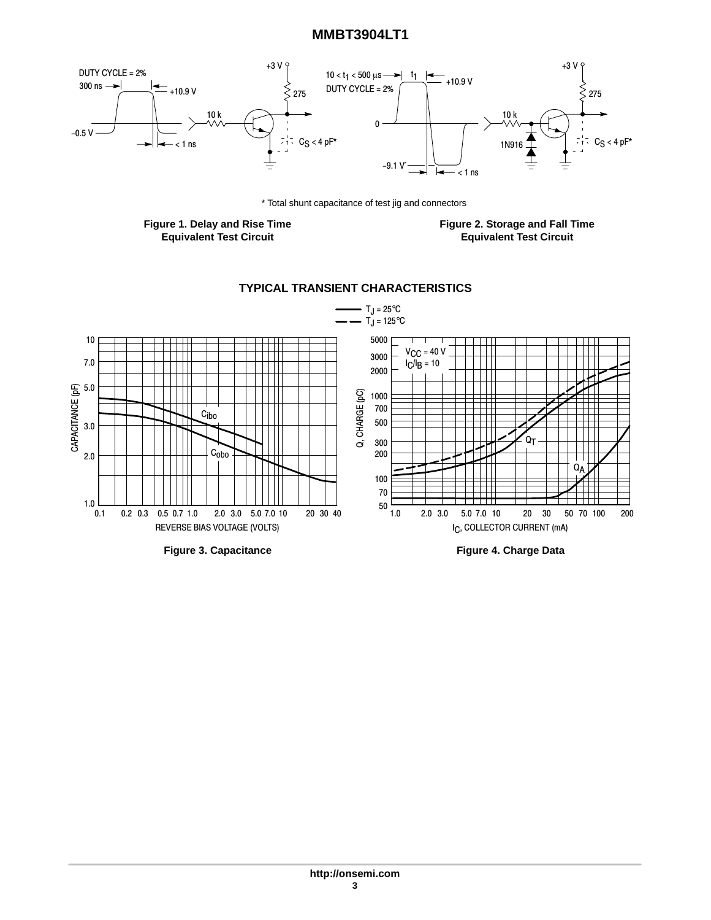* Total shunt capacitance of test jig and connectors

**Figure 1. Delay and Rise Time Equivalent Test Circuit**

**Figure 2. Storage and Fall Time Equivalent Test Circuit**

## TYPICAL TRANSIENT CHARACTERISTICS

**Figure 3. Capacitance**

**Figure 4. Charge Data**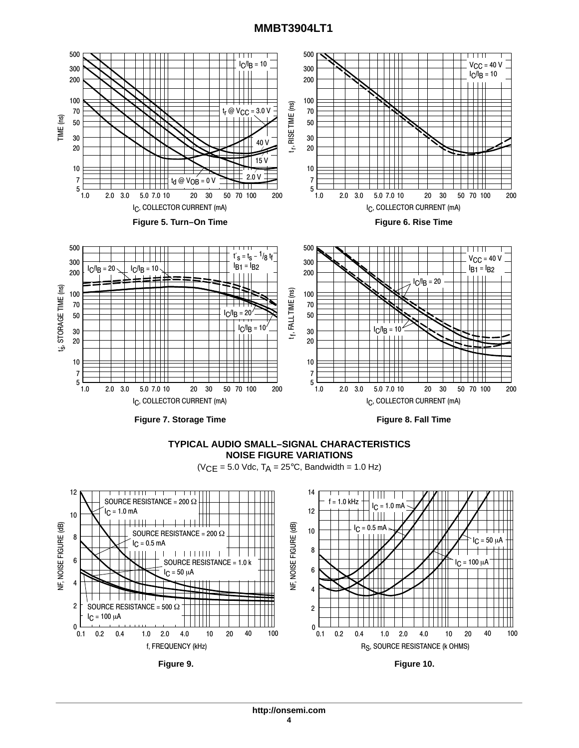**Figure 5. Turn−On Time**

**Figure 6. Rise Time**

**Figure 7. Storage Time**

**Figure 8. Fall Time**

## TYPICAL AUDIO SMALL−SIGNAL CHARACTERISTICS

## NOISE FIGURE VARIATIONS

($V_{CE}$ = 5.0 Vdc, $T_A$ = 25°C, Bandwidth = 1.0 Hz)

**Figure 9.**

**Figure 10.**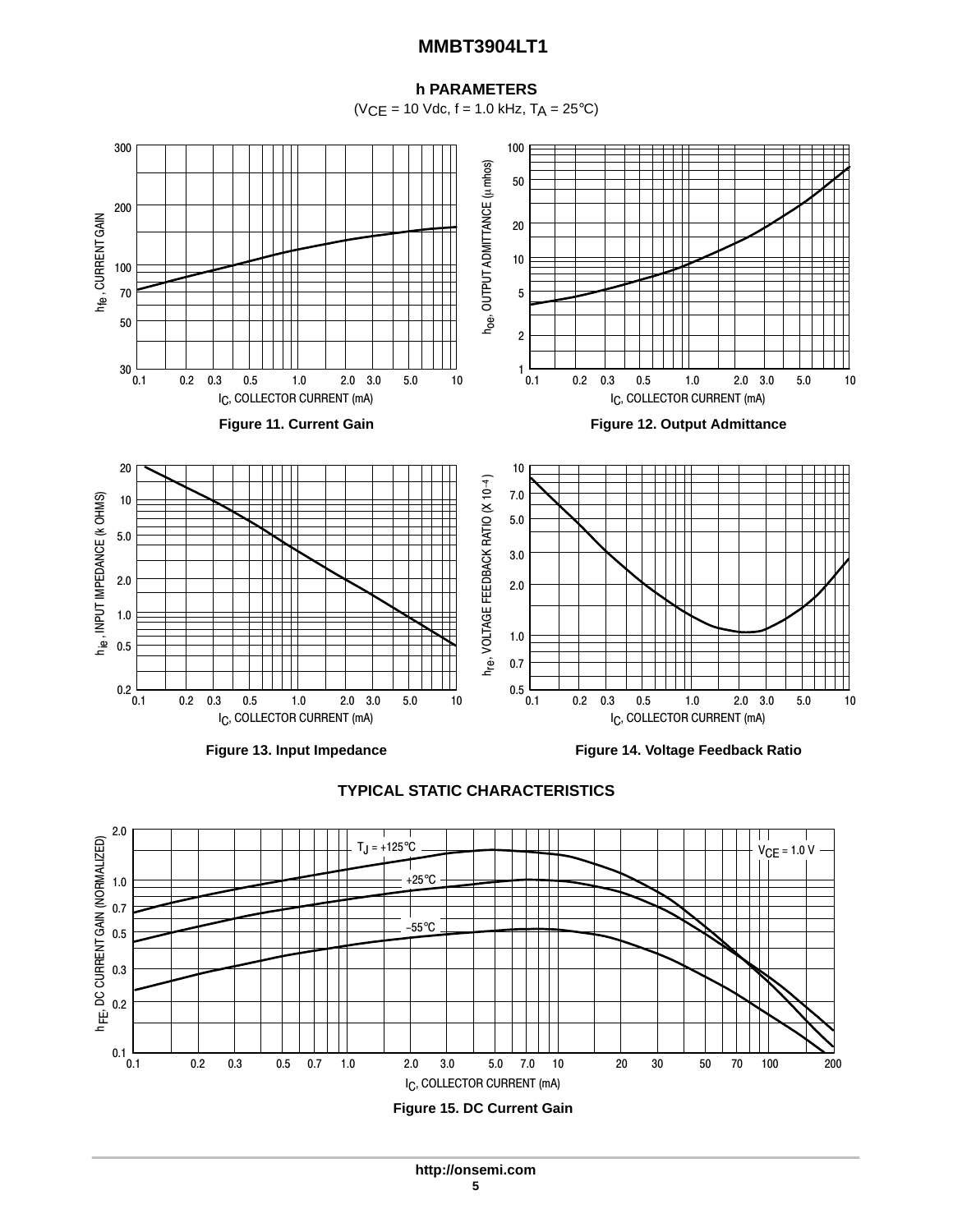## h PARAMETERS

($V_{CE}$ = 10 Vdc, f = 1.0 kHz, $T_A$ = 25°C)

Figure 11. Current Gain

Figure 12. Output Admittance

Figure 13. Input Impedance

Figure 14. Voltage Feedback Ratio

## TYPICAL STATIC CHARACTERISTICS

Figure 15. DC Current Gain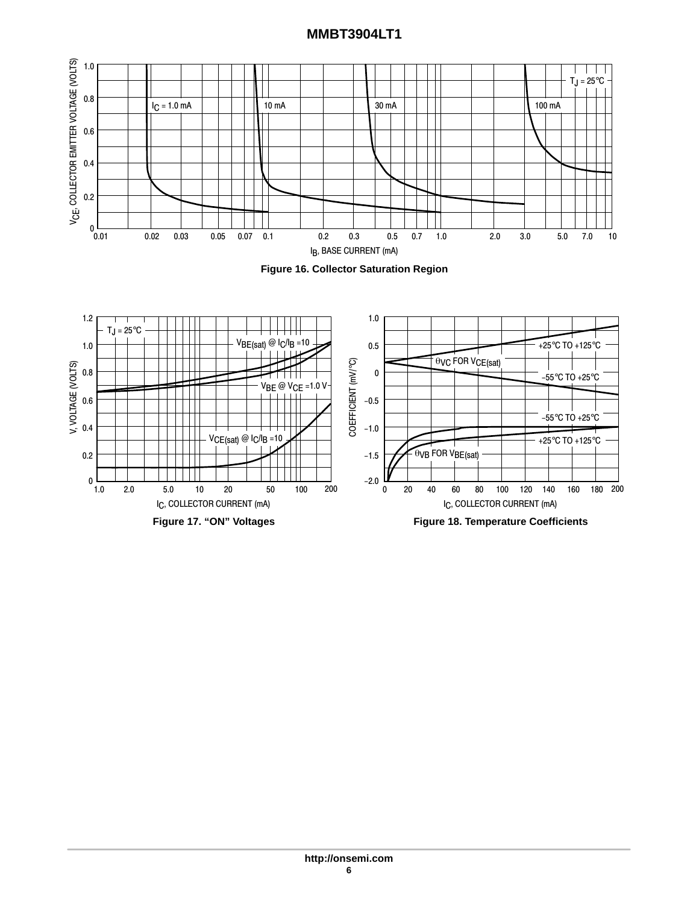Figure 16. Collector Saturation Region

Figure 17. “ON” Voltages

Figure 18. Temperature Coefficients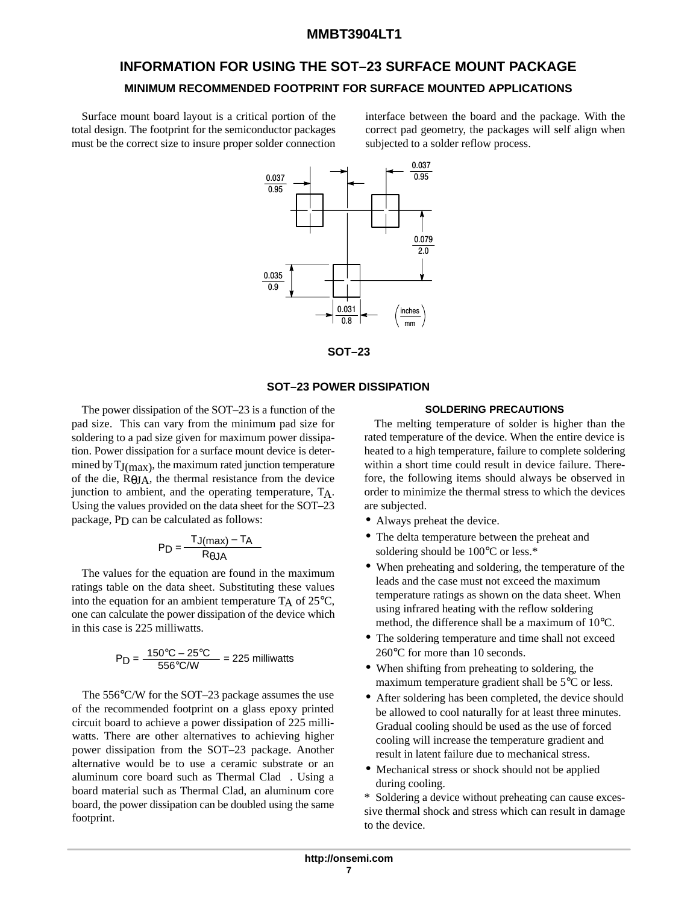## INFORMATION FOR USING THE SOT–23 SURFACE MOUNT PACKAGE

### MINIMUM RECOMMENDED FOOTPRINT FOR SURFACE MOUNTED APPLICATIONS

Surface mount board layout is a critical portion of the total design. The footprint for the semiconductor packages must be the correct size to insure proper solder connection interface between the board and the package. With the correct pad geometry, the packages will self align when subjected to a solder reflow process.

0.037 / 0.95

0.037 / 0.95

0.079 / 2.0

0.035 / 0.9

0.031 / 0.8

(inches / mm)

**SOT–23**

### SOT–23 POWER DISSIPATION

The power dissipation of the SOT–23 is a function of the pad size. This can vary from the minimum pad size for soldering to a pad size given for maximum power dissipation. Power dissipation for a surface mount device is determined by $T_{J(max)}$, the maximum rated junction temperature of the die, $R_{\theta JA}$, the thermal resistance from the device junction to ambient, and the operating temperature, $T_A$. Using the values provided on the data sheet for the SOT–23 package, $P_D$ can be calculated as follows:

$$P_D = \frac{T_{J(max)} - T_A}{R_{\theta JA}}$$

The values for the equation are found in the maximum ratings table on the data sheet. Substituting these values into the equation for an ambient temperature $T_A$ of 25°C, one can calculate the power dissipation of the device which in this case is 225 milliwatts.

$$P_D = \frac{150°C - 25°C}{556°C/W} = 225 \text{ milliwatts}$$

The 556°C/W for the SOT–23 package assumes the use of the recommended footprint on a glass epoxy printed circuit board to achieve a power dissipation of 225 milliwatts. There are other alternatives to achieving higher power dissipation from the SOT–23 package. Another alternative would be to use a ceramic substrate or an aluminum core board such as Thermal Clad . Using a board material such as Thermal Clad, an aluminum core board, the power dissipation can be doubled using the same footprint.

#### SOLDERING PRECAUTIONS

The melting temperature of solder is higher than the rated temperature of the device. When the entire device is heated to a high temperature, failure to complete soldering within a short time could result in device failure. Therefore, the following items should always be observed in order to minimize the thermal stress to which the devices are subjected.

- Always preheat the device.
- The delta temperature between the preheat and soldering should be 100°C or less.*
- When preheating and soldering, the temperature of the leads and the case must not exceed the maximum temperature ratings as shown on the data sheet. When using infrared heating with the reflow soldering method, the difference shall be a maximum of 10°C.
- The soldering temperature and time shall not exceed 260°C for more than 10 seconds.
- When shifting from preheating to soldering, the maximum temperature gradient shall be 5°C or less.
- After soldering has been completed, the device should be allowed to cool naturally for at least three minutes. Gradual cooling should be used as the use of forced cooling will increase the temperature gradient and result in latent failure due to mechanical stress.
- Mechanical stress or shock should not be applied during cooling.

* Soldering a device without preheating can cause excessive thermal shock and stress which can result in damage to the device.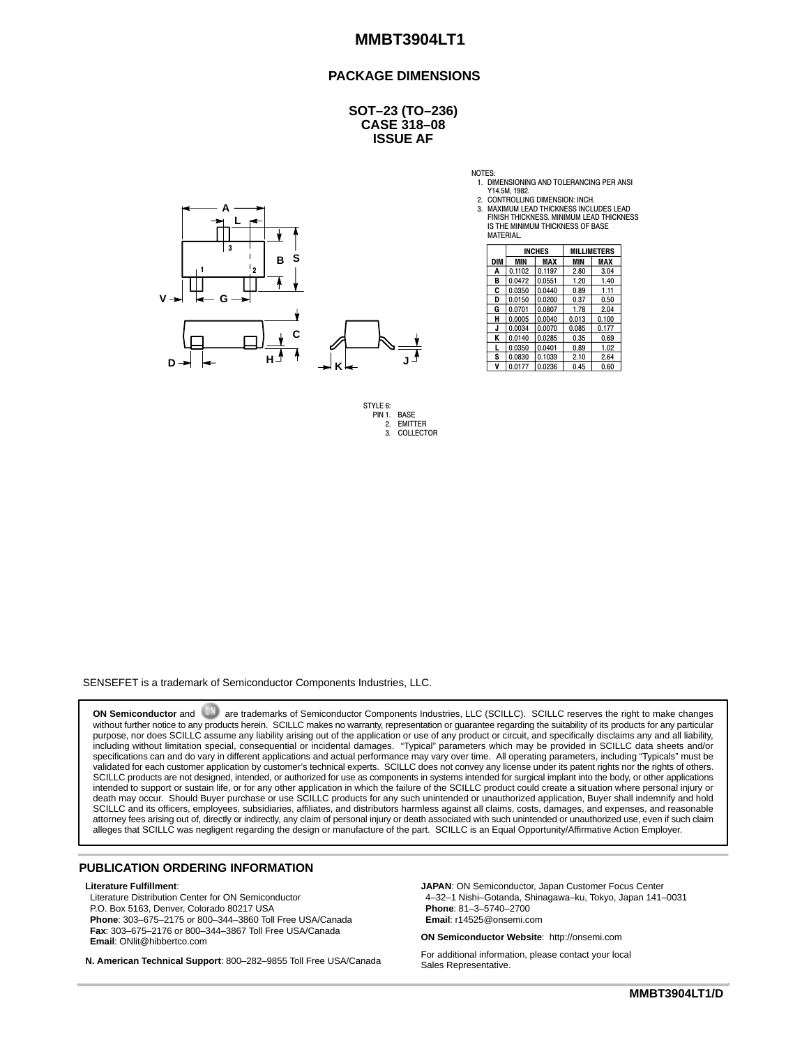## PACKAGE DIMENSIONS

**SOT–23 (TO–236)**
**CASE 318–08**
**ISSUE AF**

A
L
3
B S
1 2
V G
C
H
D
K
J

NOTES:
1. DIMENSIONING AND TOLERANCING PER ANSI Y14.5M, 1982.
2. CONTROLLING DIMENSION: INCH.
3. MAXIMUM LEAD THICKNESS INCLUDES LEAD FINISH THICKNESS. MINIMUM LEAD THICKNESS IS THE MINIMUM THICKNESS OF BASE MATERIAL.

| DIM | INCHES | | MILLIMETERS | |
|---|---|---|---|---|
| | MIN | MAX | MIN | MAX |
| A | 0.1102 | 0.1197 | 2.80 | 3.04 |
| B | 0.0472 | 0.0551 | 1.20 | 1.40 |
| C | 0.0350 | 0.0440 | 0.89 | 1.11 |
| D | 0.0150 | 0.0200 | 0.37 | 0.50 |
| G | 0.0701 | 0.0807 | 1.78 | 2.04 |
| H | 0.0005 | 0.0040 | 0.013 | 0.100 |
| J | 0.0034 | 0.0070 | 0.085 | 0.177 |
| K | 0.0140 | 0.0285 | 0.35 | 0.69 |
| L | 0.0350 | 0.0401 | 0.89 | 1.02 |
| S | 0.0830 | 0.1039 | 2.10 | 2.64 |
| V | 0.0177 | 0.0236 | 0.45 | 0.60 |

STYLE 6:
PIN 1. BASE
2. EMITTER
3. COLLECTOR

SENSEFET is a trademark of Semiconductor Components Industries, LLC.

**ON Semiconductor** and are trademarks of Semiconductor Components Industries, LLC (SCILLC). SCILLC reserves the right to make changes without further notice to any products herein. SCILLC makes no warranty, representation or guarantee regarding the suitability of its products for any particular purpose, nor does SCILLC assume any liability arising out of the application or use of any product or circuit, and specifically disclaims any and all liability, including without limitation special, consequential or incidental damages. "Typical" parameters which may be provided in SCILLC data sheets and/or specifications can and do vary in different applications and actual performance may vary over time. All operating parameters, including "Typicals" must be validated for each customer application by customer's technical experts. SCILLC does not convey any license under its patent rights nor the rights of others. SCILLC products are not designed, intended, or authorized for use as components in systems intended for surgical implant into the body, or other applications intended to support or sustain life, or for any other application in which the failure of the SCILLC product could create a situation where personal injury or death may occur. Should Buyer purchase or use SCILLC products for any such unintended or unauthorized application, Buyer shall indemnify and hold SCILLC and its officers, employees, subsidiaries, affiliates, and distributors harmless against all claims, costs, damages, and expenses, and reasonable attorney fees arising out of, directly or indirectly, any claim of personal injury or death associated with such unintended or unauthorized use, even if such claim alleges that SCILLC was negligent regarding the design or manufacture of the part. SCILLC is an Equal Opportunity/Affirmative Action Employer.

## PUBLICATION ORDERING INFORMATION

**Literature Fulfillment**:
Literature Distribution Center for ON Semiconductor
P.O. Box 5163, Denver, Colorado 80217 USA
**Phone**: 303–675–2175 or 800–344–3860 Toll Free USA/Canada
**Fax**: 303–675–2176 or 800–344–3867 Toll Free USA/Canada
**Email**: ONlit@hibbertco.com

**N. American Technical Support**: 800–282–9855 Toll Free USA/Canada

**JAPAN**: ON Semiconductor, Japan Customer Focus Center
4–32–1 Nishi–Gotanda, Shinagawa–ku, Tokyo, Japan 141–0031
**Phone**: 81–3–5740–2700
**Email**: r14525@onsemi.com

**ON Semiconductor Website**: http://onsemi.com

For additional information, please contact your local Sales Representative.

**MMBT3904LT1/D**